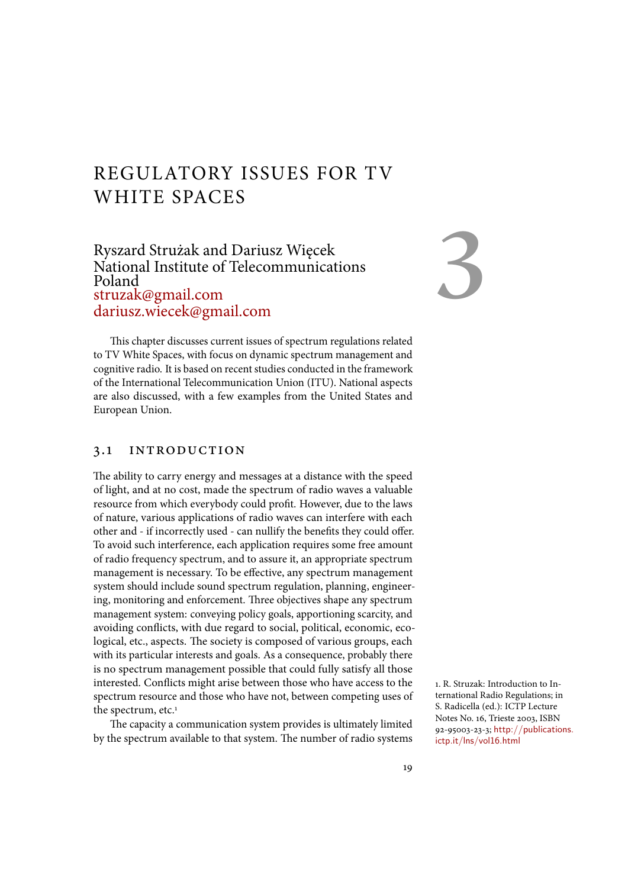# REGULATORY ISSUES FOR TV WHITE SPACES

3

Ryszard Strużak and Dariusz Więcek
National Institute of Telecommunications
Poland
struzak@gmail.com
dariusz.wiecek@gmail.com

This chapter discusses current issues of spectrum regulations related to TV White Spaces, with focus on dynamic spectrum management and cognitive radio. It is based on recent studies conducted in the framework of the International Telecommunication Union (ITU). National aspects are also discussed, with a few examples from the United States and European Union.

## 3.1 INTRODUCTION

The ability to carry energy and messages at a distance with the speed of light, and at no cost, made the spectrum of radio waves a valuable resource from which everybody could profit. However, due to the laws of nature, various applications of radio waves can interfere with each other and - if incorrectly used - can nullify the benefits they could offer. To avoid such interference, each application requires some free amount of radio frequency spectrum, and to assure it, an appropriate spectrum management is necessary. To be effective, any spectrum management system should include sound spectrum regulation, planning, engineering, monitoring and enforcement. Three objectives shape any spectrum management system: conveying policy goals, apportioning scarcity, and avoiding conflicts, with due regard to social, political, economic, ecological, etc., aspects. The society is composed of various groups, each with its particular interests and goals. As a consequence, probably there is no spectrum management possible that could fully satisfy all those interested. Conflicts might arise between those who have access to the spectrum resource and those who have not, between competing uses of the spectrum, etc.[1]

The capacity a communication system provides is ultimately limited by the spectrum available to that system. The number of radio systems

1. R. Struzak: Introduction to International Radio Regulations; in S. Radicella (ed.): ICTP Lecture Notes No. 16, Trieste 2003, ISBN 92-95003-23-3; http://publications.ictp.it/lns/vol16.html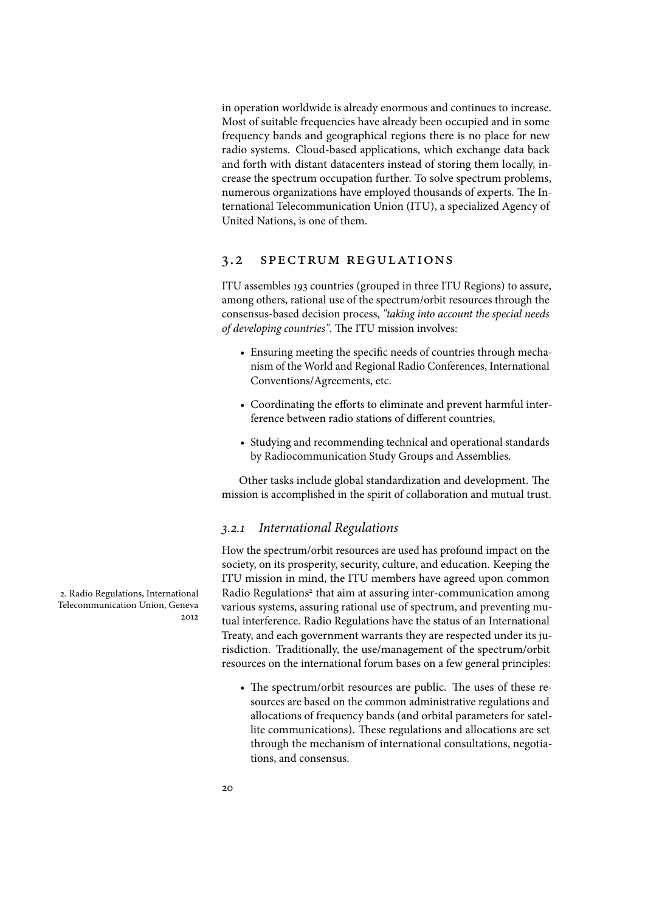in operation worldwide is already enormous and continues to increase. Most of suitable frequencies have already been occupied and in some frequency bands and geographical regions there is no place for new radio systems. Cloud-based applications, which exchange data back and forth with distant datacenters instead of storing them locally, increase the spectrum occupation further. To solve spectrum problems, numerous organizations have employed thousands of experts. The International Telecommunication Union (ITU), a specialized Agency of United Nations, is one of them.

## 3.2 Spectrum Regulations

ITU assembles 193 countries (grouped in three ITU Regions) to assure, among others, rational use of the spectrum/orbit resources through the consensus-based decision process, *"taking into account the special needs of developing countries"*. The ITU mission involves:

- Ensuring meeting the specific needs of countries through mechanism of the World and Regional Radio Conferences, International Conventions/Agreements, etc.
- Coordinating the efforts to eliminate and prevent harmful interference between radio stations of different countries,
- Studying and recommending technical and operational standards by Radiocommunication Study Groups and Assemblies.

Other tasks include global standardization and development. The mission is accomplished in the spirit of collaboration and mutual trust.

### *3.2.1 International Regulations*

How the spectrum/orbit resources are used has profound impact on the society, on its prosperity, security, culture, and education. Keeping the ITU mission in mind, the ITU members have agreed upon common Radio Regulations[2] that aim at assuring inter-communication among various systems, assuring rational use of spectrum, and preventing mutual interference. Radio Regulations have the status of an International Treaty, and each government warrants they are respected under its jurisdiction. Traditionally, the use/management of the spectrum/orbit resources on the international forum bases on a few general principles:

2. Radio Regulations, International Telecommunication Union, Geneva 2012

- The spectrum/orbit resources are public. The uses of these resources are based on the common administrative regulations and allocations of frequency bands (and orbital parameters for satellite communications). These regulations and allocations are set through the mechanism of international consultations, negotiations, and consensus.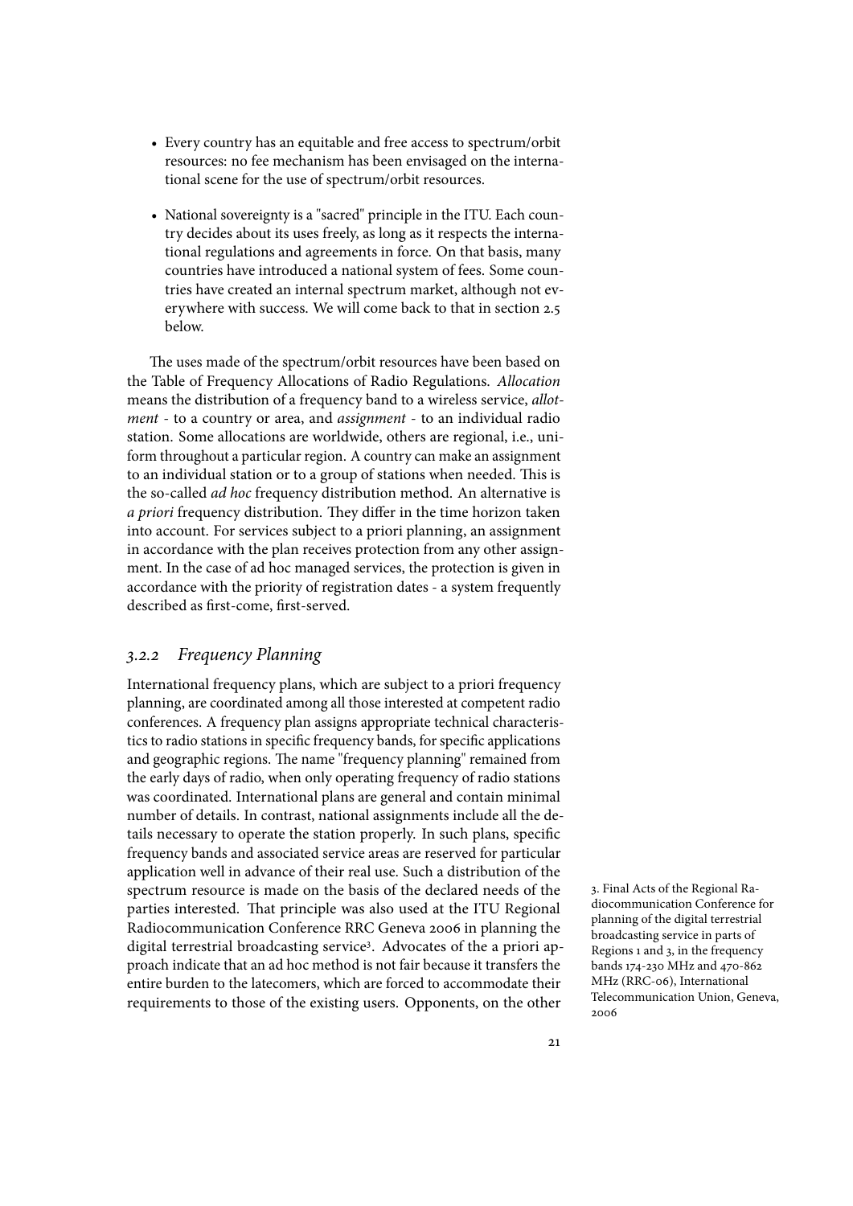- Every country has an equitable and free access to spectrum/orbit resources: no fee mechanism has been envisaged on the international scene for the use of spectrum/orbit resources.
- National sovereignty is a "sacred" principle in the ITU. Each country decides about its uses freely, as long as it respects the international regulations and agreements in force. On that basis, many countries have introduced a national system of fees. Some countries have created an internal spectrum market, although not everywhere with success. We will come back to that in section 2.5 below.

The uses made of the spectrum/orbit resources have been based on the Table of Frequency Allocations of Radio Regulations. *Allocation* means the distribution of a frequency band to a wireless service, *allotment* - to a country or area, and *assignment* - to an individual radio station. Some allocations are worldwide, others are regional, i.e., uniform throughout a particular region. A country can make an assignment to an individual station or to a group of stations when needed. This is the so-called *ad hoc* frequency distribution method. An alternative is *a priori* frequency distribution. They differ in the time horizon taken into account. For services subject to a priori planning, an assignment in accordance with the plan receives protection from any other assignment. In the case of ad hoc managed services, the protection is given in accordance with the priority of registration dates - a system frequently described as first-come, first-served.

### *3.2.2 Frequency Planning*

International frequency plans, which are subject to a priori frequency planning, are coordinated among all those interested at competent radio conferences. A frequency plan assigns appropriate technical characteristics to radio stations in specific frequency bands, for specific applications and geographic regions. The name "frequency planning" remained from the early days of radio, when only operating frequency of radio stations was coordinated. International plans are general and contain minimal number of details. In contrast, national assignments include all the details necessary to operate the station properly. In such plans, specific frequency bands and associated service areas are reserved for particular application well in advance of their real use. Such a distribution of the spectrum resource is made on the basis of the declared needs of the parties interested. That principle was also used at the ITU Regional Radiocommunication Conference RRC Geneva 2006 in planning the digital terrestrial broadcasting service[3]. Advocates of the a priori approach indicate that an ad hoc method is not fair because it transfers the entire burden to the latecomers, which are forced to accommodate their requirements to those of the existing users. Opponents, on the other

3. Final Acts of the Regional Radiocommunication Conference for planning of the digital terrestrial broadcasting service in parts of Regions 1 and 3, in the frequency bands 174-230 MHz and 470-862 MHz (RRC-06), International Telecommunication Union, Geneva, 2006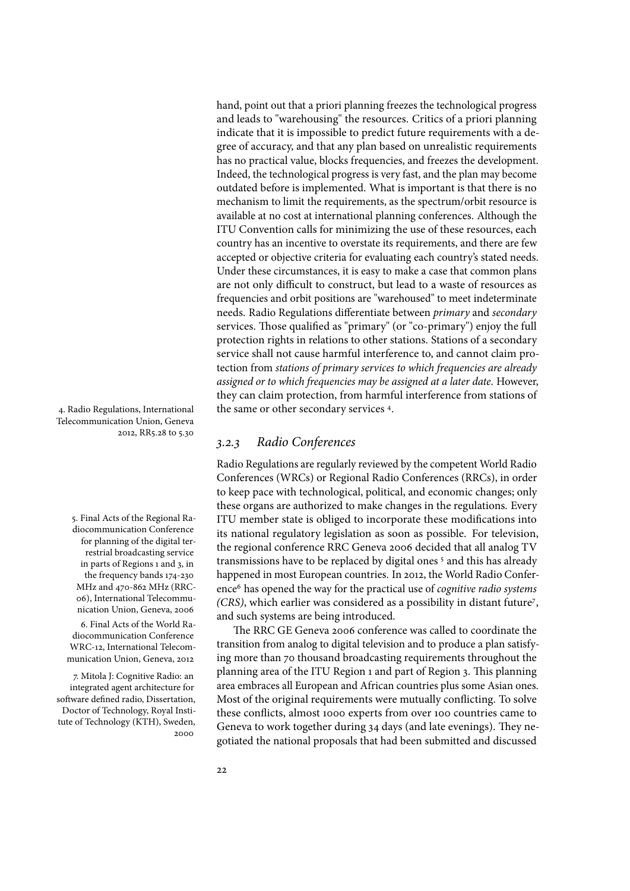hand, point out that a priori planning freezes the technological progress and leads to "warehousing" the resources. Critics of a priori planning indicate that it is impossible to predict future requirements with a degree of accuracy, and that any plan based on unrealistic requirements has no practical value, blocks frequencies, and freezes the development. Indeed, the technological progress is very fast, and the plan may become outdated before is implemented. What is important is that there is no mechanism to limit the requirements, as the spectrum/orbit resource is available at no cost at international planning conferences. Although the ITU Convention calls for minimizing the use of these resources, each country has an incentive to overstate its requirements, and there are few accepted or objective criteria for evaluating each country's stated needs. Under these circumstances, it is easy to make a case that common plans are not only difficult to construct, but lead to a waste of resources as frequencies and orbit positions are "warehoused" to meet indeterminate needs. Radio Regulations differentiate between *primary* and *secondary* services. Those qualified as "primary" (or "co-primary") enjoy the full protection rights in relations to other stations. Stations of a secondary service shall not cause harmful interference to, and cannot claim protection from *stations of primary services to which frequencies are already assigned or to which frequencies may be assigned at a later date*. However, they can claim protection, from harmful interference from stations of the same or other secondary services [4].

4. Radio Regulations, International Telecommunication Union, Geneva 2012, RR5.28 to 5.30

### *3.2.3 Radio Conferences*

Radio Regulations are regularly reviewed by the competent World Radio Conferences (WRCs) or Regional Radio Conferences (RRCs), in order to keep pace with technological, political, and economic changes; only these organs are authorized to make changes in the regulations. Every ITU member state is obliged to incorporate these modifications into its national regulatory legislation as soon as possible. For television, the regional conference RRC Geneva 2006 decided that all analog TV transmissions have to be replaced by digital ones [5] and this has already happened in most European countries. In 2012, the World Radio Conference[6] has opened the way for the practical use of *cognitive radio systems (CRS)*, which earlier was considered as a possibility in distant future[7], and such systems are being introduced.

5. Final Acts of the Regional Radiocommunication Conference for planning of the digital terrestrial broadcasting service in parts of Regions 1 and 3, in the frequency bands 174-230 MHz and 470-862 MHz (RRC-06), International Telecommunication Union, Geneva, 2006

6. Final Acts of the World Radiocommunication Conference WRC-12, International Telecommunication Union, Geneva, 2012

7. Mitola J: Cognitive Radio: an integrated agent architecture for software defined radio, Dissertation, Doctor of Technology, Royal Institute of Technology (KTH), Sweden, 2000

The RRC GE Geneva 2006 conference was called to coordinate the transition from analog to digital television and to produce a plan satisfying more than 70 thousand broadcasting requirements throughout the planning area of the ITU Region 1 and part of Region 3. This planning area embraces all European and African countries plus some Asian ones. Most of the original requirements were mutually conflicting. To solve these conflicts, almost 1000 experts from over 100 countries came to Geneva to work together during 34 days (and late evenings). They negotiated the national proposals that had been submitted and discussed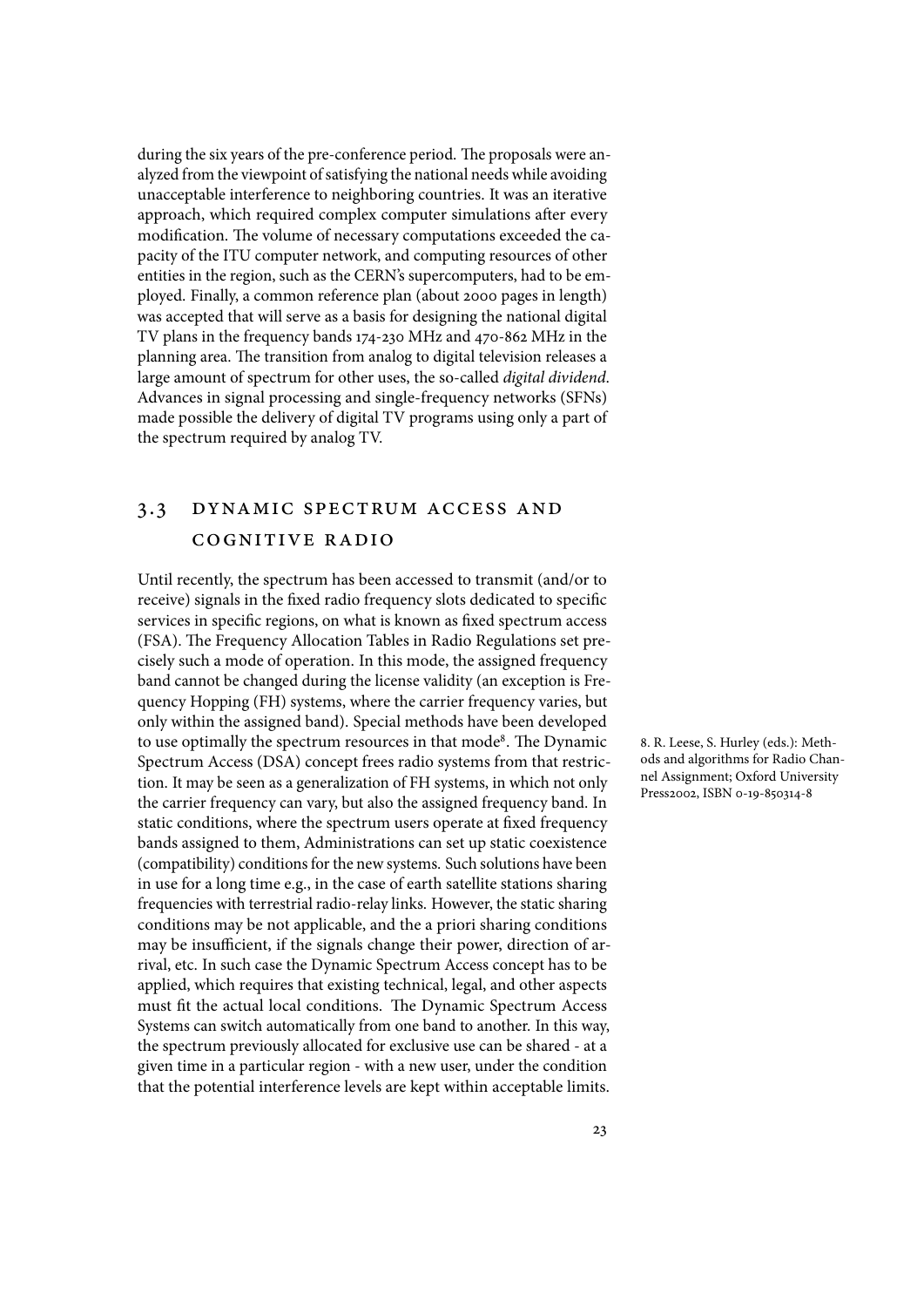during the six years of the pre-conference period. The proposals were analyzed from the viewpoint of satisfying the national needs while avoiding unacceptable interference to neighboring countries. It was an iterative approach, which required complex computer simulations after every modification. The volume of necessary computations exceeded the capacity of the ITU computer network, and computing resources of other entities in the region, such as the CERN's supercomputers, had to be employed. Finally, a common reference plan (about 2000 pages in length) was accepted that will serve as a basis for designing the national digital TV plans in the frequency bands 174-230 MHz and 470-862 MHz in the planning area. The transition from analog to digital television releases a large amount of spectrum for other uses, the so-called *digital dividend*. Advances in signal processing and single-frequency networks (SFNs) made possible the delivery of digital TV programs using only a part of the spectrum required by analog TV.

## 3.3 DYNAMIC SPECTRUM ACCESS AND COGNITIVE RADIO

Until recently, the spectrum has been accessed to transmit (and/or to receive) signals in the fixed radio frequency slots dedicated to specific services in specific regions, on what is known as fixed spectrum access (FSA). The Frequency Allocation Tables in Radio Regulations set precisely such a mode of operation. In this mode, the assigned frequency band cannot be changed during the license validity (an exception is Frequency Hopping (FH) systems, where the carrier frequency varies, but only within the assigned band). Special methods have been developed to use optimally the spectrum resources in that mode[8]. The Dynamic Spectrum Access (DSA) concept frees radio systems from that restriction. It may be seen as a generalization of FH systems, in which not only the carrier frequency can vary, but also the assigned frequency band. In static conditions, where the spectrum users operate at fixed frequency bands assigned to them, Administrations can set up static coexistence (compatibility) conditions for the new systems. Such solutions have been in use for a long time e.g., in the case of earth satellite stations sharing frequencies with terrestrial radio-relay links. However, the static sharing conditions may be not applicable, and the a priori sharing conditions may be insufficient, if the signals change their power, direction of arrival, etc. In such case the Dynamic Spectrum Access concept has to be applied, which requires that existing technical, legal, and other aspects must fit the actual local conditions. The Dynamic Spectrum Access Systems can switch automatically from one band to another. In this way, the spectrum previously allocated for exclusive use can be shared - at a given time in a particular region - with a new user, under the condition that the potential interference levels are kept within acceptable limits.

8. R. Leese, S. Hurley (eds.): Methods and algorithms for Radio Channel Assignment; Oxford University Press2002, ISBN 0-19-850314-8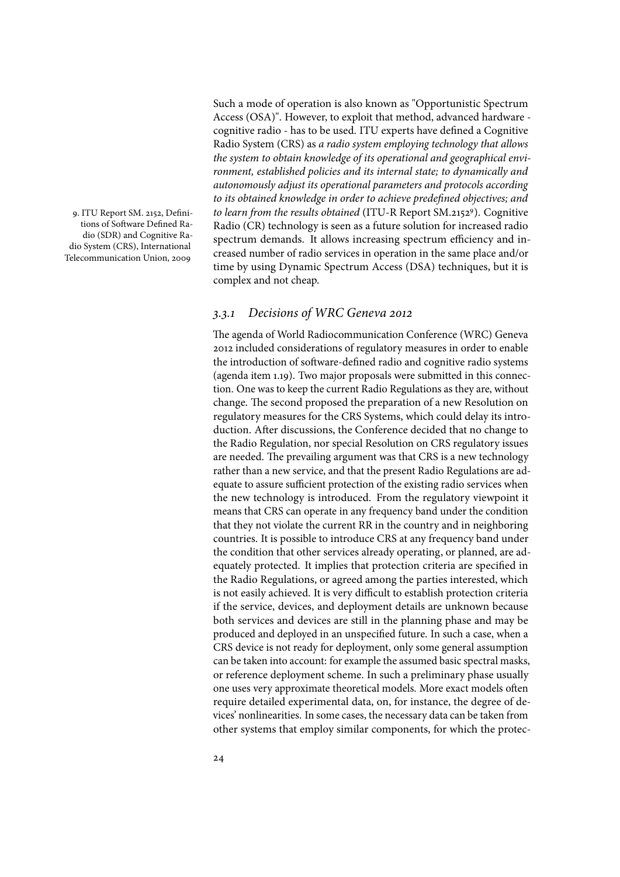Such a mode of operation is also known as "Opportunistic Spectrum Access (OSA)". However, to exploit that method, advanced hardware - cognitive radio - has to be used. ITU experts have defined a Cognitive Radio System (CRS) as *a radio system employing technology that allows the system to obtain knowledge of its operational and geographical environment, established policies and its internal state; to dynamically and autonomously adjust its operational parameters and protocols according to its obtained knowledge in order to achieve predefined objectives; and to learn from the results obtained* (ITU-R Report SM.2152[9]). Cognitive Radio (CR) technology is seen as a future solution for increased radio spectrum demands. It allows increasing spectrum efficiency and increased number of radio services in operation in the same place and/or time by using Dynamic Spectrum Access (DSA) techniques, but it is complex and not cheap.

9. ITU Report SM. 2152, Definitions of Software Defined Radio (SDR) and Cognitive Radio System (CRS), International Telecommunication Union, 2009

### *3.3.1 Decisions of WRC Geneva 2012*

The agenda of World Radiocommunication Conference (WRC) Geneva 2012 included considerations of regulatory measures in order to enable the introduction of software-defined radio and cognitive radio systems (agenda item 1.19). Two major proposals were submitted in this connection. One was to keep the current Radio Regulations as they are, without change. The second proposed the preparation of a new Resolution on regulatory measures for the CRS Systems, which could delay its introduction. After discussions, the Conference decided that no change to the Radio Regulation, nor special Resolution on CRS regulatory issues are needed. The prevailing argument was that CRS is a new technology rather than a new service, and that the present Radio Regulations are adequate to assure sufficient protection of the existing radio services when the new technology is introduced. From the regulatory viewpoint it means that CRS can operate in any frequency band under the condition that they not violate the current RR in the country and in neighboring countries. It is possible to introduce CRS at any frequency band under the condition that other services already operating, or planned, are adequately protected. It implies that protection criteria are specified in the Radio Regulations, or agreed among the parties interested, which is not easily achieved. It is very difficult to establish protection criteria if the service, devices, and deployment details are unknown because both services and devices are still in the planning phase and may be produced and deployed in an unspecified future. In such a case, when a CRS device is not ready for deployment, only some general assumption can be taken into account: for example the assumed basic spectral masks, or reference deployment scheme. In such a preliminary phase usually one uses very approximate theoretical models. More exact models often require detailed experimental data, on, for instance, the degree of devices' nonlinearities. In some cases, the necessary data can be taken from other systems that employ similar components, for which the protec-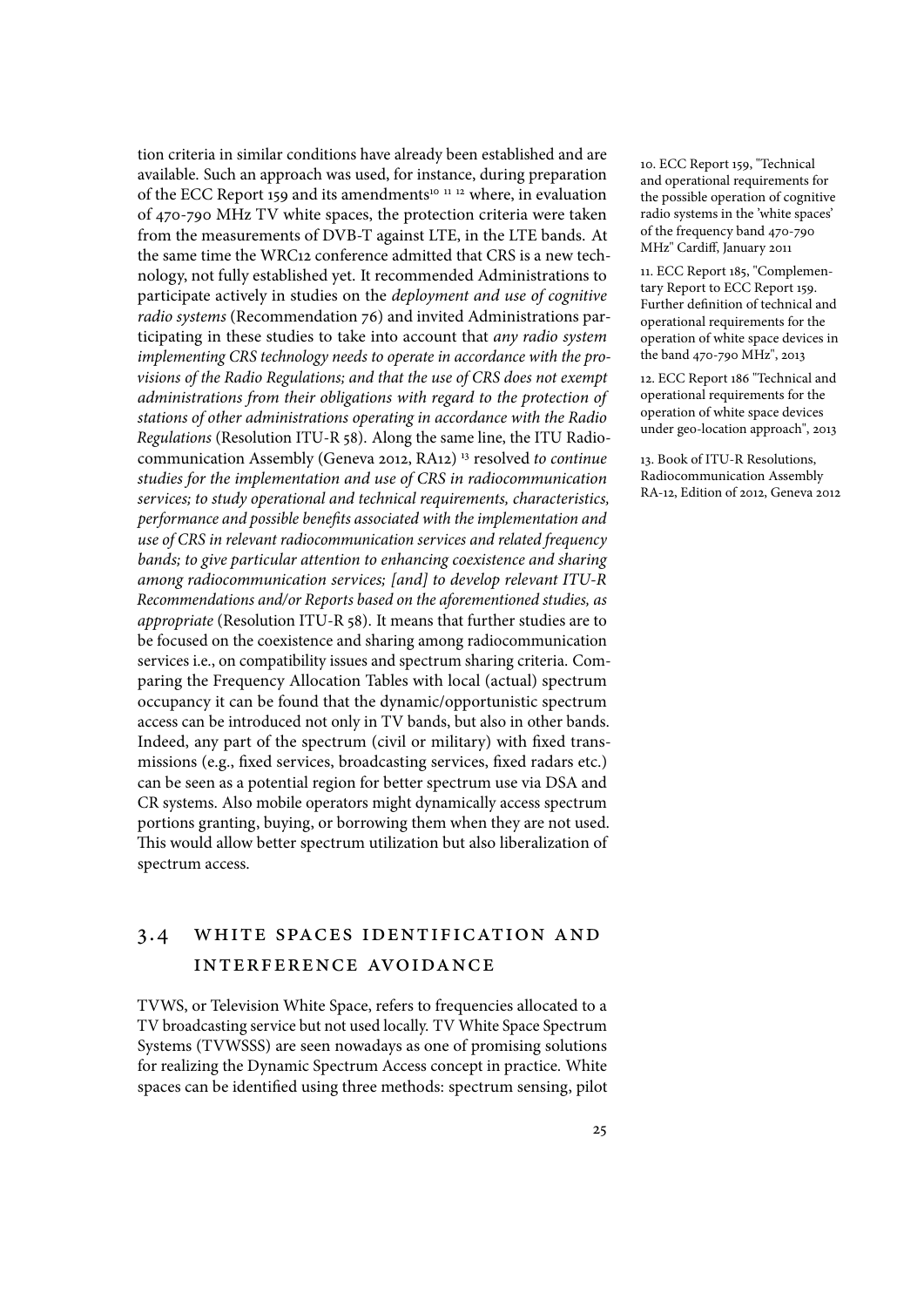tion criteria in similar conditions have already been established and are available. Such an approach was used, for instance, during preparation of the ECC Report 159 and its amendments[10] [11] [12] where, in evaluation of 470-790 MHz TV white spaces, the protection criteria were taken from the measurements of DVB-T against LTE, in the LTE bands. At the same time the WRC12 conference admitted that CRS is a new technology, not fully established yet. It recommended Administrations to participate actively in studies on the *deployment and use of cognitive radio systems* (Recommendation 76) and invited Administrations participating in these studies to take into account that *any radio system implementing CRS technology needs to operate in accordance with the provisions of the Radio Regulations; and that the use of CRS does not exempt administrations from their obligations with regard to the protection of stations of other administrations operating in accordance with the Radio Regulations* (Resolution ITU-R 58). Along the same line, the ITU Radiocommunication Assembly (Geneva 2012, RA12) [13] resolved *to continue studies for the implementation and use of CRS in radiocommunication services; to study operational and technical requirements, characteristics, performance and possible benefits associated with the implementation and use of CRS in relevant radiocommunication services and related frequency bands; to give particular attention to enhancing coexistence and sharing among radiocommunication services; [and] to develop relevant ITU-R Recommendations and/or Reports based on the aforementioned studies, as appropriate* (Resolution ITU-R 58). It means that further studies are to be focused on the coexistence and sharing among radiocommunication services i.e., on compatibility issues and spectrum sharing criteria. Comparing the Frequency Allocation Tables with local (actual) spectrum occupancy it can be found that the dynamic/opportunistic spectrum access can be introduced not only in TV bands, but also in other bands. Indeed, any part of the spectrum (civil or military) with fixed transmissions (e.g., fixed services, broadcasting services, fixed radars etc.) can be seen as a potential region for better spectrum use via DSA and CR systems. Also mobile operators might dynamically access spectrum portions granting, buying, or borrowing them when they are not used. This would allow better spectrum utilization but also liberalization of spectrum access.

10. ECC Report 159, "Technical and operational requirements for the possible operation of cognitive radio systems in the 'white spaces' of the frequency band 470-790 MHz" Cardiff, January 2011

11. ECC Report 185, "Complementary Report to ECC Report 159. Further definition of technical and operational requirements for the operation of white space devices in the band 470-790 MHz", 2013

12. ECC Report 186 "Technical and operational requirements for the operation of white space devices under geo-location approach", 2013

13. Book of ITU-R Resolutions, Radiocommunication Assembly RA-12, Edition of 2012, Geneva 2012

## 3.4 White spaces identification and interference avoidance

TVWS, or Television White Space, refers to frequencies allocated to a TV broadcasting service but not used locally. TV White Space Spectrum Systems (TVWSSS) are seen nowadays as one of promising solutions for realizing the Dynamic Spectrum Access concept in practice. White spaces can be identified using three methods: spectrum sensing, pilot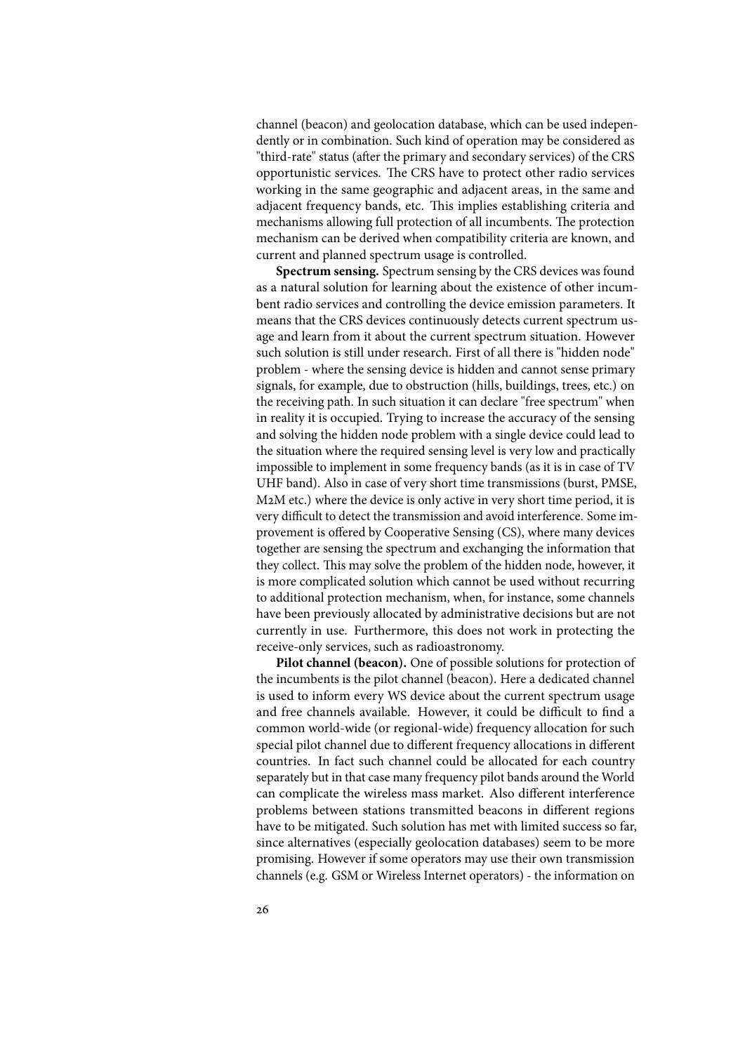channel (beacon) and geolocation database, which can be used independently or in combination. Such kind of operation may be considered as "third-rate" status (after the primary and secondary services) of the CRS opportunistic services. The CRS have to protect other radio services working in the same geographic and adjacent areas, in the same and adjacent frequency bands, etc. This implies establishing criteria and mechanisms allowing full protection of all incumbents. The protection mechanism can be derived when compatibility criteria are known, and current and planned spectrum usage is controlled.

**Spectrum sensing.** Spectrum sensing by the CRS devices was found as a natural solution for learning about the existence of other incumbent radio services and controlling the device emission parameters. It means that the CRS devices continuously detects current spectrum usage and learn from it about the current spectrum situation. However such solution is still under research. First of all there is "hidden node" problem - where the sensing device is hidden and cannot sense primary signals, for example, due to obstruction (hills, buildings, trees, etc.) on the receiving path. In such situation it can declare "free spectrum" when in reality it is occupied. Trying to increase the accuracy of the sensing and solving the hidden node problem with a single device could lead to the situation where the required sensing level is very low and practically impossible to implement in some frequency bands (as it is in case of TV UHF band). Also in case of very short time transmissions (burst, PMSE, M2M etc.) where the device is only active in very short time period, it is very difficult to detect the transmission and avoid interference. Some improvement is offered by Cooperative Sensing (CS), where many devices together are sensing the spectrum and exchanging the information that they collect. This may solve the problem of the hidden node, however, it is more complicated solution which cannot be used without recurring to additional protection mechanism, when, for instance, some channels have been previously allocated by administrative decisions but are not currently in use. Furthermore, this does not work in protecting the receive-only services, such as radioastronomy.

**Pilot channel (beacon).** One of possible solutions for protection of the incumbents is the pilot channel (beacon). Here a dedicated channel is used to inform every WS device about the current spectrum usage and free channels available. However, it could be difficult to find a common world-wide (or regional-wide) frequency allocation for such special pilot channel due to different frequency allocations in different countries. In fact such channel could be allocated for each country separately but in that case many frequency pilot bands around the World can complicate the wireless mass market. Also different interference problems between stations transmitted beacons in different regions have to be mitigated. Such solution has met with limited success so far, since alternatives (especially geolocation databases) seem to be more promising. However if some operators may use their own transmission channels (e.g. GSM or Wireless Internet operators) - the information on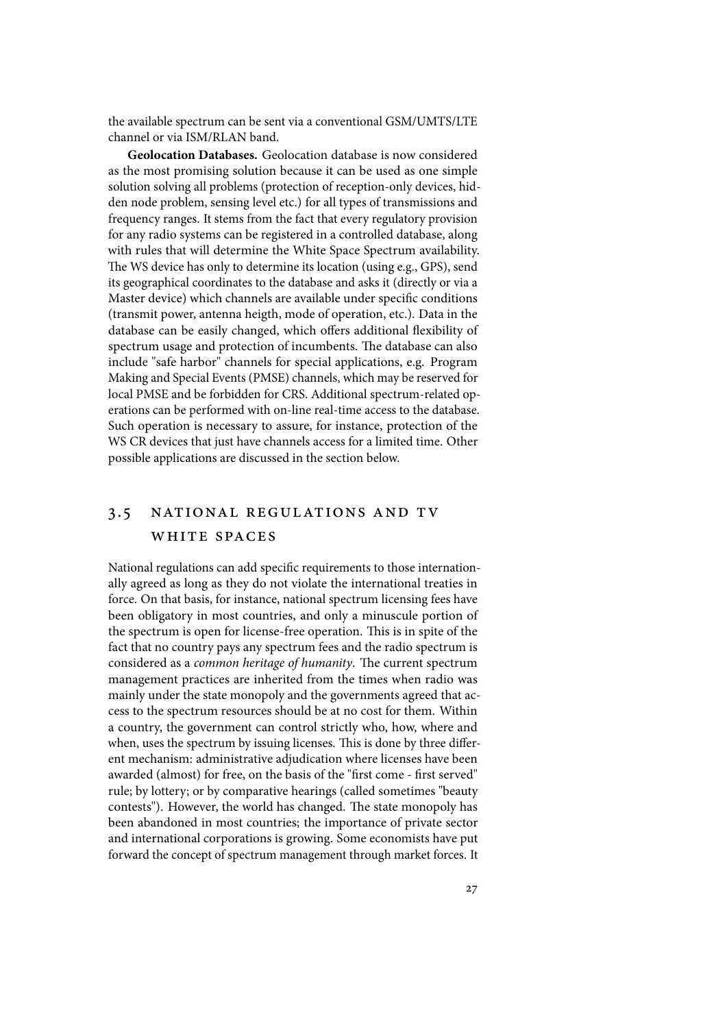the available spectrum can be sent via a conventional GSM/UMTS/LTE channel or via ISM/RLAN band.

**Geolocation Databases.** Geolocation database is now considered as the most promising solution because it can be used as one simple solution solving all problems (protection of reception-only devices, hidden node problem, sensing level etc.) for all types of transmissions and frequency ranges. It stems from the fact that every regulatory provision for any radio systems can be registered in a controlled database, along with rules that will determine the White Space Spectrum availability. The WS device has only to determine its location (using e.g., GPS), send its geographical coordinates to the database and asks it (directly or via a Master device) which channels are available under specific conditions (transmit power, antenna heigth, mode of operation, etc.). Data in the database can be easily changed, which offers additional flexibility of spectrum usage and protection of incumbents. The database can also include "safe harbor" channels for special applications, e.g. Program Making and Special Events (PMSE) channels, which may be reserved for local PMSE and be forbidden for CRS. Additional spectrum-related operations can be performed with on-line real-time access to the database. Such operation is necessary to assure, for instance, protection of the WS CR devices that just have channels access for a limited time. Other possible applications are discussed in the section below.

## 3.5 National Regulations and TV White Spaces

National regulations can add specific requirements to those internationally agreed as long as they do not violate the international treaties in force. On that basis, for instance, national spectrum licensing fees have been obligatory in most countries, and only a minuscule portion of the spectrum is open for license-free operation. This is in spite of the fact that no country pays any spectrum fees and the radio spectrum is considered as a *common heritage of humanity*. The current spectrum management practices are inherited from the times when radio was mainly under the state monopoly and the governments agreed that access to the spectrum resources should be at no cost for them. Within a country, the government can control strictly who, how, where and when, uses the spectrum by issuing licenses. This is done by three different mechanism: administrative adjudication where licenses have been awarded (almost) for free, on the basis of the "first come - first served" rule; by lottery; or by comparative hearings (called sometimes "beauty contests"). However, the world has changed. The state monopoly has been abandoned in most countries; the importance of private sector and international corporations is growing. Some economists have put forward the concept of spectrum management through market forces. It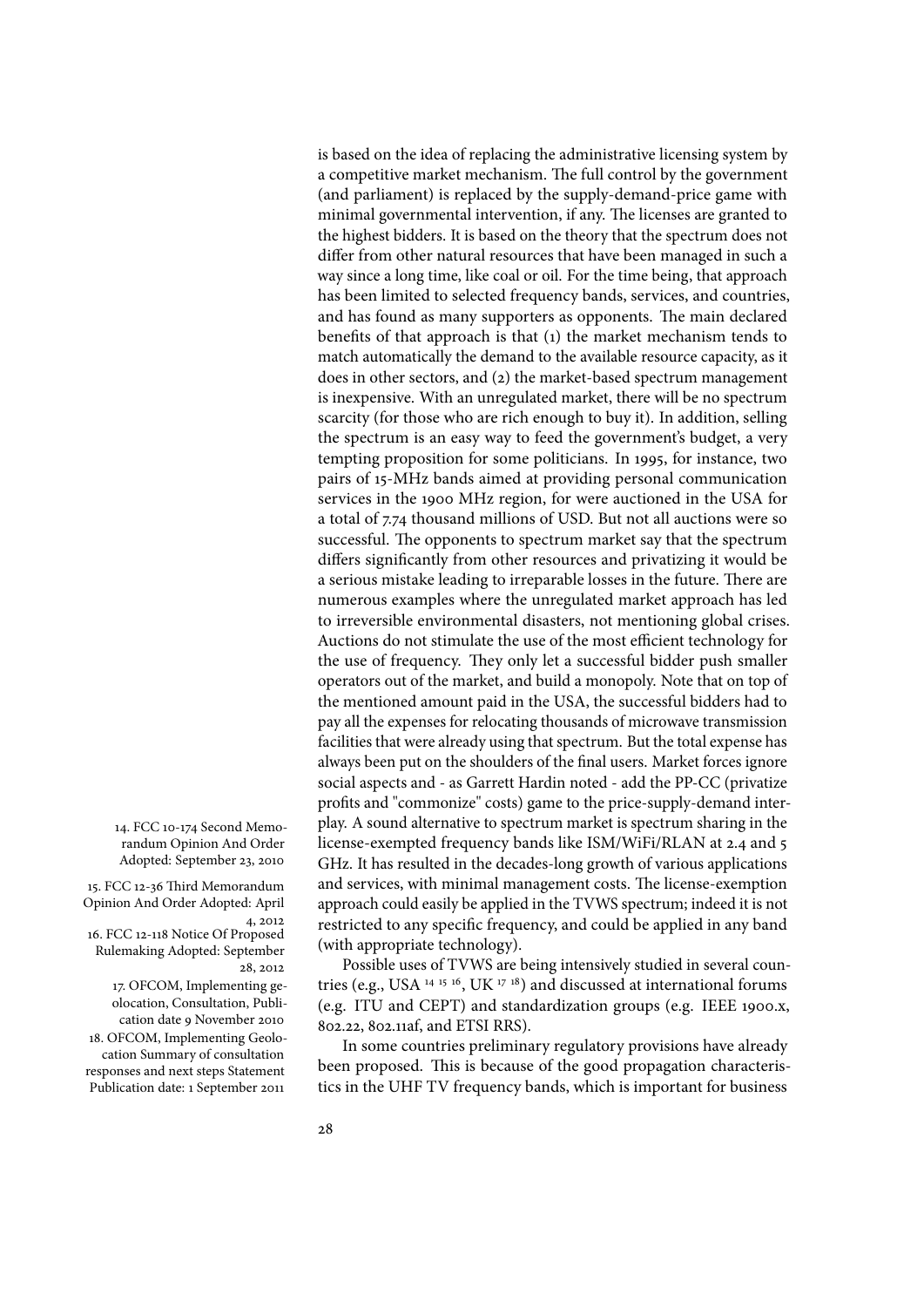is based on the idea of replacing the administrative licensing system by a competitive market mechanism. The full control by the government (and parliament) is replaced by the supply-demand-price game with minimal governmental intervention, if any. The licenses are granted to the highest bidders. It is based on the theory that the spectrum does not differ from other natural resources that have been managed in such a way since a long time, like coal or oil. For the time being, that approach has been limited to selected frequency bands, services, and countries, and has found as many supporters as opponents. The main declared benefits of that approach is that (1) the market mechanism tends to match automatically the demand to the available resource capacity, as it does in other sectors, and (2) the market-based spectrum management is inexpensive. With an unregulated market, there will be no spectrum scarcity (for those who are rich enough to buy it). In addition, selling the spectrum is an easy way to feed the government's budget, a very tempting proposition for some politicians. In 1995, for instance, two pairs of 15-MHz bands aimed at providing personal communication services in the 1900 MHz region, for were auctioned in the USA for a total of 7.74 thousand millions of USD. But not all auctions were so successful. The opponents to spectrum market say that the spectrum differs significantly from other resources and privatizing it would be a serious mistake leading to irreparable losses in the future. There are numerous examples where the unregulated market approach has led to irreversible environmental disasters, not mentioning global crises. Auctions do not stimulate the use of the most efficient technology for the use of frequency. They only let a successful bidder push smaller operators out of the market, and build a monopoly. Note that on top of the mentioned amount paid in the USA, the successful bidders had to pay all the expenses for relocating thousands of microwave transmission facilities that were already using that spectrum. But the total expense has always been put on the shoulders of the final users. Market forces ignore social aspects and - as Garrett Hardin noted - add the PP-CC (privatize profits and "commonize" costs) game to the price-supply-demand interplay. A sound alternative to spectrum market is spectrum sharing in the license-exempted frequency bands like ISM/WiFi/RLAN at 2.4 and 5 GHz. It has resulted in the decades-long growth of various applications and services, with minimal management costs. The license-exemption approach could easily be applied in the TVWS spectrum; indeed it is not restricted to any specific frequency, and could be applied in any band (with appropriate technology).

Possible uses of TVWS are being intensively studied in several countries (e.g., USA [14] [15] [16], UK [17] [18]) and discussed at international forums (e.g. ITU and CEPT) and standardization groups (e.g. IEEE 1900.x, 802.22, 802.11af, and ETSI RRS).

In some countries preliminary regulatory provisions have already been proposed. This is because of the good propagation characteristics in the UHF TV frequency bands, which is important for business

14. FCC 10-174 Second Memorandum Opinion And Order Adopted: September 23, 2010

15. FCC 12-36 Third Memorandum Opinion And Order Adopted: April 4, 2012

16. FCC 12-118 Notice Of Proposed Rulemaking Adopted: September 28, 2012

17. OFCOM, Implementing geolocation, Consultation, Publication date 9 November 2010

18. OFCOM, Implementing Geolocation Summary of consultation responses and next steps Statement Publication date: 1 September 2011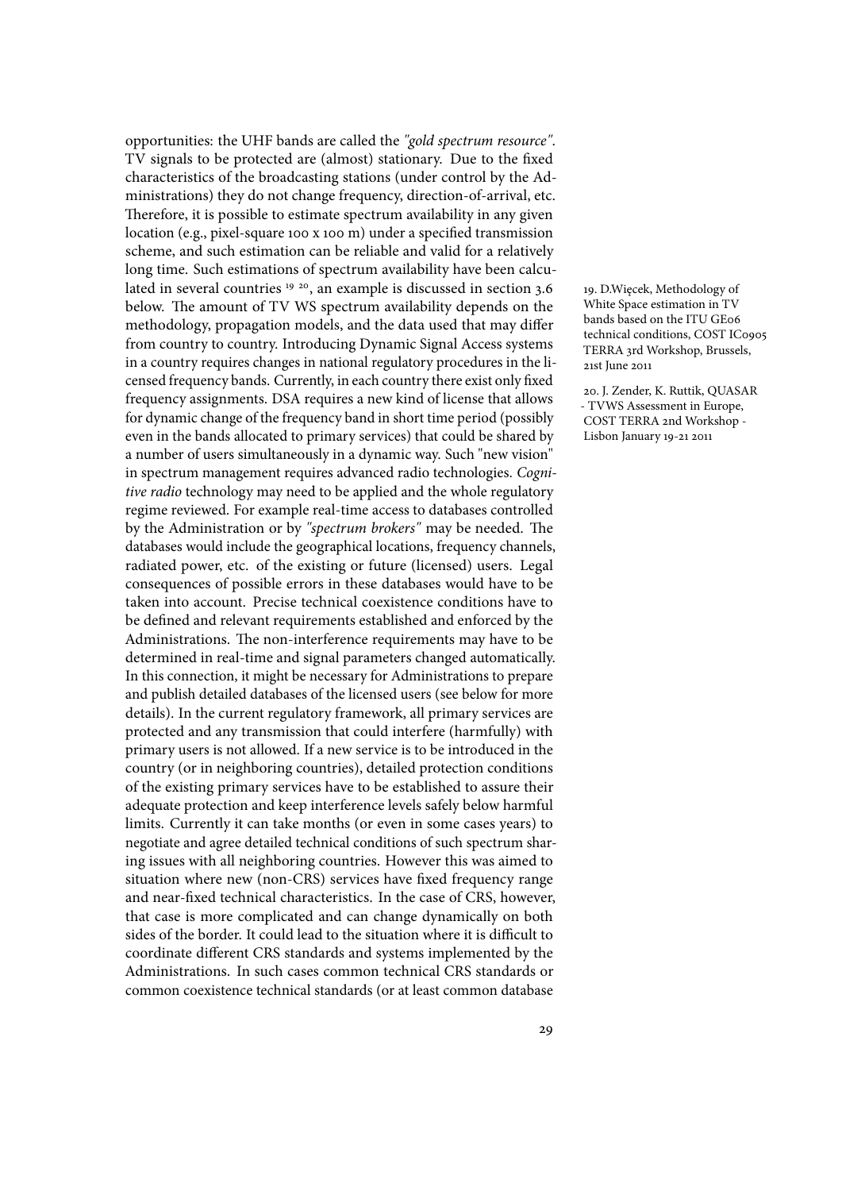opportunities: the UHF bands are called the *"gold spectrum resource"*. TV signals to be protected are (almost) stationary. Due to the fixed characteristics of the broadcasting stations (under control by the Administrations) they do not change frequency, direction-of-arrival, etc. Therefore, it is possible to estimate spectrum availability in any given location (e.g., pixel-square 100 x 100 m) under a specified transmission scheme, and such estimation can be reliable and valid for a relatively long time. Such estimations of spectrum availability have been calculated in several countries [19] [20], an example is discussed in section 3.6 below. The amount of TV WS spectrum availability depends on the methodology, propagation models, and the data used that may differ from country to country. Introducing Dynamic Signal Access systems in a country requires changes in national regulatory procedures in the licensed frequency bands. Currently, in each country there exist only fixed frequency assignments. DSA requires a new kind of license that allows for dynamic change of the frequency band in short time period (possibly even in the bands allocated to primary services) that could be shared by a number of users simultaneously in a dynamic way. Such "new vision" in spectrum management requires advanced radio technologies. *Cognitive radio* technology may need to be applied and the whole regulatory regime reviewed. For example real-time access to databases controlled by the Administration or by *"spectrum brokers"* may be needed. The databases would include the geographical locations, frequency channels, radiated power, etc. of the existing or future (licensed) users. Legal consequences of possible errors in these databases would have to be taken into account. Precise technical coexistence conditions have to be defined and relevant requirements established and enforced by the Administrations. The non-interference requirements may have to be determined in real-time and signal parameters changed automatically. In this connection, it might be necessary for Administrations to prepare and publish detailed databases of the licensed users (see below for more details). In the current regulatory framework, all primary services are protected and any transmission that could interfere (harmfully) with primary users is not allowed. If a new service is to be introduced in the country (or in neighboring countries), detailed protection conditions of the existing primary services have to be established to assure their adequate protection and keep interference levels safely below harmful limits. Currently it can take months (or even in some cases years) to negotiate and agree detailed technical conditions of such spectrum sharing issues with all neighboring countries. However this was aimed to situation where new (non-CRS) services have fixed frequency range and near-fixed technical characteristics. In the case of CRS, however, that case is more complicated and can change dynamically on both sides of the border. It could lead to the situation where it is difficult to coordinate different CRS standards and systems implemented by the Administrations. In such cases common technical CRS standards or common coexistence technical standards (or at least common database

19. D.Więcek, Methodology of White Space estimation in TV bands based on the ITU GE06 technical conditions, COST IC0905 TERRA 3rd Workshop, Brussels, 21st June 2011

20. J. Zender, K. Ruttik, QUASAR - TVWS Assessment in Europe, COST TERRA 2nd Workshop - Lisbon January 19-21 2011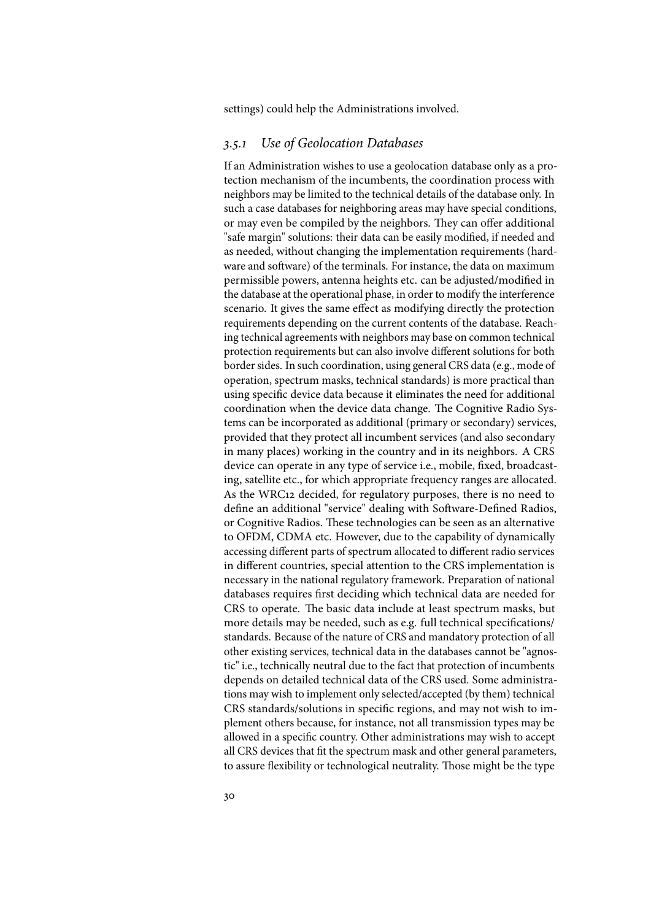settings) could help the Administrations involved.

### *3.5.1 Use of Geolocation Databases*

If an Administration wishes to use a geolocation database only as a protection mechanism of the incumbents, the coordination process with neighbors may be limited to the technical details of the database only. In such a case databases for neighboring areas may have special conditions, or may even be compiled by the neighbors. They can offer additional "safe margin" solutions: their data can be easily modified, if needed and as needed, without changing the implementation requirements (hardware and software) of the terminals. For instance, the data on maximum permissible powers, antenna heights etc. can be adjusted/modified in the database at the operational phase, in order to modify the interference scenario. It gives the same effect as modifying directly the protection requirements depending on the current contents of the database. Reaching technical agreements with neighbors may base on common technical protection requirements but can also involve different solutions for both border sides. In such coordination, using general CRS data (e.g., mode of operation, spectrum masks, technical standards) is more practical than using specific device data because it eliminates the need for additional coordination when the device data change. The Cognitive Radio Systems can be incorporated as additional (primary or secondary) services, provided that they protect all incumbent services (and also secondary in many places) working in the country and in its neighbors. A CRS device can operate in any type of service i.e., mobile, fixed, broadcasting, satellite etc., for which appropriate frequency ranges are allocated. As the WRC12 decided, for regulatory purposes, there is no need to define an additional "service" dealing with Software-Defined Radios, or Cognitive Radios. These technologies can be seen as an alternative to OFDM, CDMA etc. However, due to the capability of dynamically accessing different parts of spectrum allocated to different radio services in different countries, special attention to the CRS implementation is necessary in the national regulatory framework. Preparation of national databases requires first deciding which technical data are needed for CRS to operate. The basic data include at least spectrum masks, but more details may be needed, such as e.g. full technical specifications/ standards. Because of the nature of CRS and mandatory protection of all other existing services, technical data in the databases cannot be "agnostic" i.e., technically neutral due to the fact that protection of incumbents depends on detailed technical data of the CRS used. Some administrations may wish to implement only selected/accepted (by them) technical CRS standards/solutions in specific regions, and may not wish to implement others because, for instance, not all transmission types may be allowed in a specific country. Other administrations may wish to accept all CRS devices that fit the spectrum mask and other general parameters, to assure flexibility or technological neutrality. Those might be the type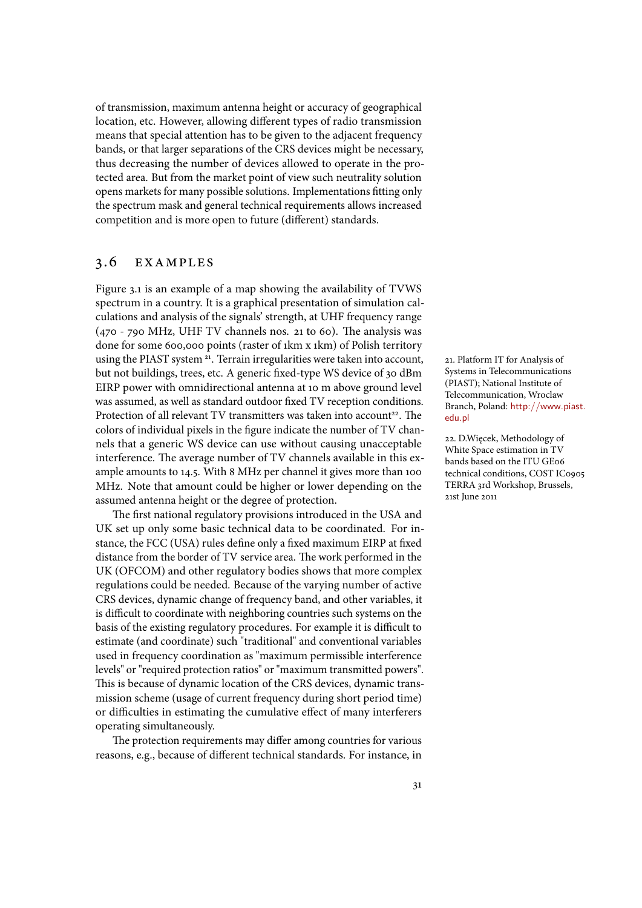of transmission, maximum antenna height or accuracy of geographical location, etc. However, allowing different types of radio transmission means that special attention has to be given to the adjacent frequency bands, or that larger separations of the CRS devices might be necessary, thus decreasing the number of devices allowed to operate in the protected area. But from the market point of view such neutrality solution opens markets for many possible solutions. Implementations fitting only the spectrum mask and general technical requirements allows increased competition and is more open to future (different) standards.

## 3.6 EXAMPLES

Figure 3.1 is an example of a map showing the availability of TVWS spectrum in a country. It is a graphical presentation of simulation calculations and analysis of the signals' strength, at UHF frequency range (470 - 790 MHz, UHF TV channels nos. 21 to 60). The analysis was done for some 600,000 points (raster of 1km x 1km) of Polish territory using the PIAST system [21]. Terrain irregularities were taken into account, but not buildings, trees, etc. A generic fixed-type WS device of 30 dBm EIRP power with omnidirectional antenna at 10 m above ground level was assumed, as well as standard outdoor fixed TV reception conditions. Protection of all relevant TV transmitters was taken into account[22]. The colors of individual pixels in the figure indicate the number of TV channels that a generic WS device can use without causing unacceptable interference. The average number of TV channels available in this example amounts to 14.5. With 8 MHz per channel it gives more than 100 MHz. Note that amount could be higher or lower depending on the assumed antenna height or the degree of protection.

The first national regulatory provisions introduced in the USA and UK set up only some basic technical data to be coordinated. For instance, the FCC (USA) rules define only a fixed maximum EIRP at fixed distance from the border of TV service area. The work performed in the UK (OFCOM) and other regulatory bodies shows that more complex regulations could be needed. Because of the varying number of active CRS devices, dynamic change of frequency band, and other variables, it is difficult to coordinate with neighboring countries such systems on the basis of the existing regulatory procedures. For example it is difficult to estimate (and coordinate) such "traditional" and conventional variables used in frequency coordination as "maximum permissible interference levels" or "required protection ratios" or "maximum transmitted powers". This is because of dynamic location of the CRS devices, dynamic transmission scheme (usage of current frequency during short period time) or difficulties in estimating the cumulative effect of many interferers operating simultaneously.

The protection requirements may differ among countries for various reasons, e.g., because of different technical standards. For instance, in

21. Platform IT for Analysis of Systems in Telecommunications (PIAST); National Institute of Telecommunication, Wroclaw Branch, Poland: http://www.piast.edu.pl

22. D.Więcek, Methodology of White Space estimation in TV bands based on the ITU GE06 technical conditions, COST IC0905 TERRA 3rd Workshop, Brussels, 21st June 2011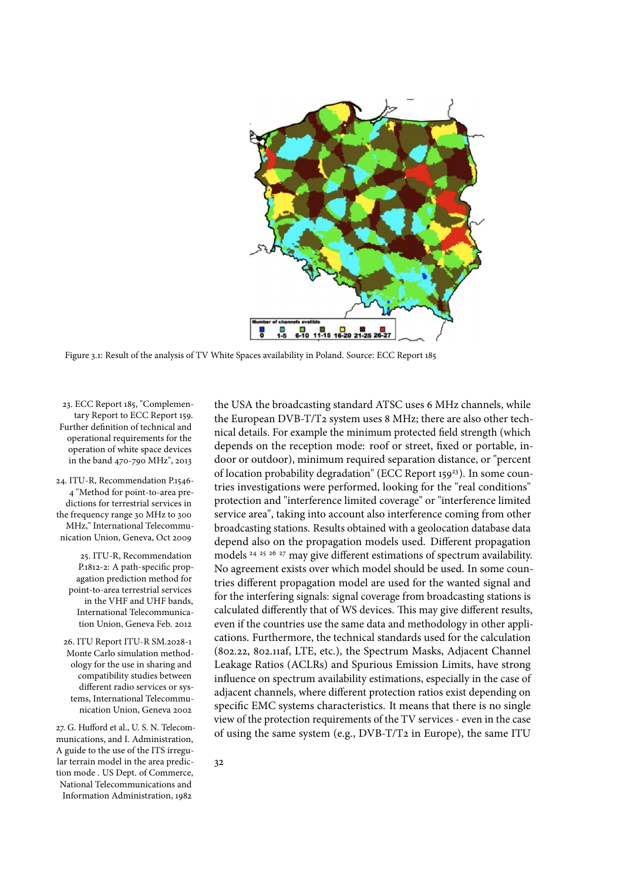Figure 3.1: Result of the analysis of TV White Spaces availability in Poland. Source: ECC Report 185

the USA the broadcasting standard ATSC uses 6 MHz channels, while the European DVB-T/T2 system uses 8 MHz; there are also other technical details. For example the minimum protected field strength (which depends on the reception mode: roof or street, fixed or portable, indoor or outdoor), minimum required separation distance, or "percent of location probability degradation" (ECC Report 159[23]). In some countries investigations were performed, looking for the "real conditions" protection and "interference limited coverage" or "interference limited service area", taking into account also interference coming from other broadcasting stations. Results obtained with a geolocation database data depend also on the propagation models used. Different propagation models [24] [25] [26] [27] may give different estimations of spectrum availability. No agreement exists over which model should be used. In some countries different propagation model are used for the wanted signal and for the interfering signals: signal coverage from broadcasting stations is calculated differently that of WS devices. This may give different results, even if the countries use the same data and methodology in other applications. Furthermore, the technical standards used for the calculation (802.22, 802.11af, LTE, etc.), the Spectrum Masks, Adjacent Channel Leakage Ratios (ACLRs) and Spurious Emission Limits, have strong influence on spectrum availability estimations, especially in the case of adjacent channels, where different protection ratios exist depending on specific EMC systems characteristics. It means that there is no single view of the protection requirements of the TV services - even in the case of using the same system (e.g., DVB-T/T2 in Europe), the same ITU

23. ECC Report 185, "Complementary Report to ECC Report 159. Further definition of technical and operational requirements for the operation of white space devices in the band 470-790 MHz", 2013

24. ITU-R, Recommendation P.1546-4 "Method for point-to-area predictions for terrestrial services in the frequency range 30 MHz to 300 MHz," International Telecommunication Union, Geneva, Oct 2009

25. ITU-R, Recommendation P.1812-2: A path-specific propagation prediction method for point-to-area terrestrial services in the VHF and UHF bands, International Telecommunication Union, Geneva Feb. 2012

26. ITU Report ITU-R SM.2028-1 Monte Carlo simulation methodology for the use in sharing and compatibility studies between different radio services or systems, International Telecommunication Union, Geneva 2002

27. G. Hufford et al., U. S. N. Telecommunications, and I. Administration, A guide to the use of the ITS irregular terrain model in the area prediction mode . US Dept. of Commerce, National Telecommunications and Information Administration, 1982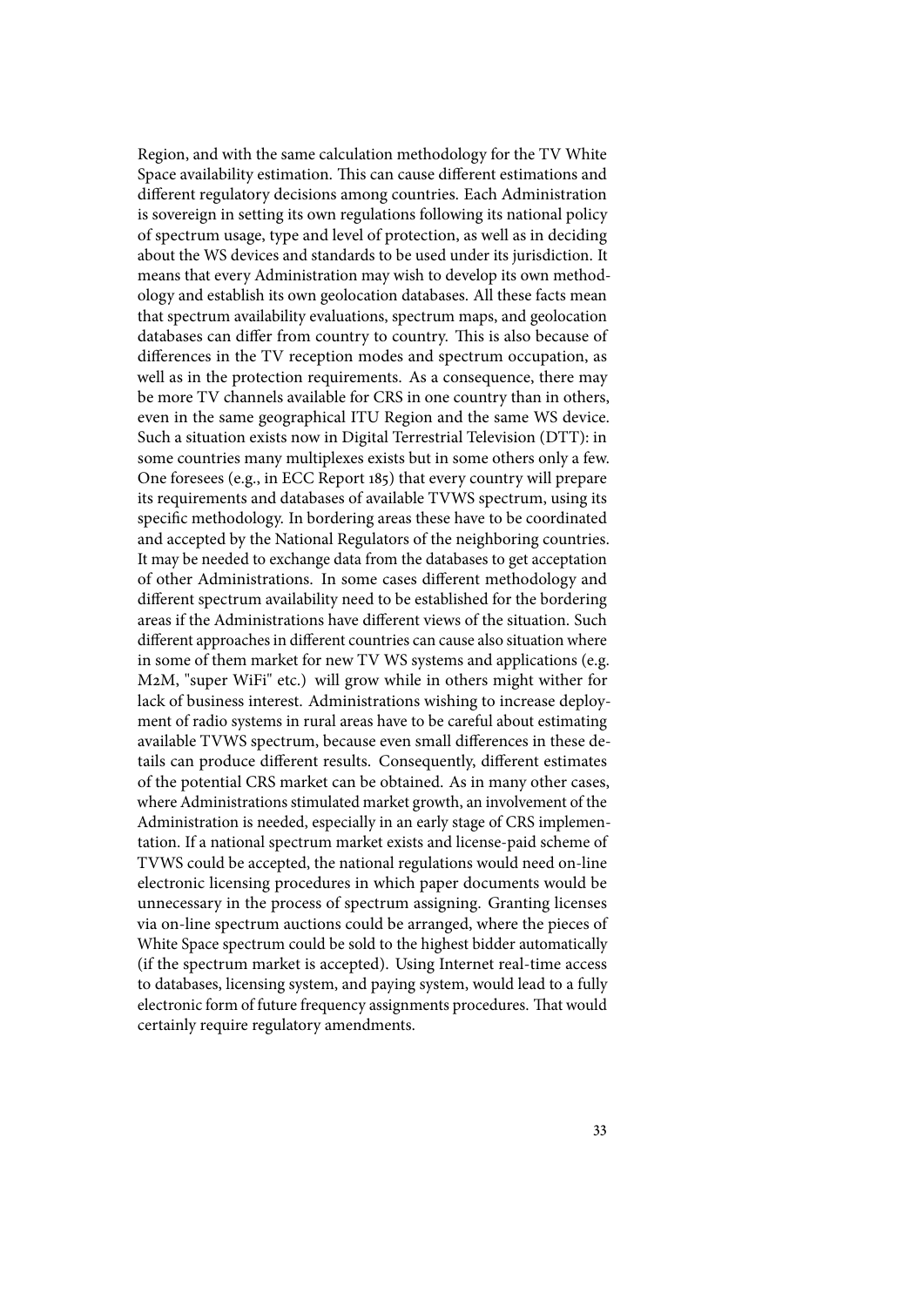Region, and with the same calculation methodology for the TV White Space availability estimation. This can cause different estimations and different regulatory decisions among countries. Each Administration is sovereign in setting its own regulations following its national policy of spectrum usage, type and level of protection, as well as in deciding about the WS devices and standards to be used under its jurisdiction. It means that every Administration may wish to develop its own methodology and establish its own geolocation databases. All these facts mean that spectrum availability evaluations, spectrum maps, and geolocation databases can differ from country to country. This is also because of differences in the TV reception modes and spectrum occupation, as well as in the protection requirements. As a consequence, there may be more TV channels available for CRS in one country than in others, even in the same geographical ITU Region and the same WS device. Such a situation exists now in Digital Terrestrial Television (DTT): in some countries many multiplexes exists but in some others only a few. One foresees (e.g., in ECC Report 185) that every country will prepare its requirements and databases of available TVWS spectrum, using its specific methodology. In bordering areas these have to be coordinated and accepted by the National Regulators of the neighboring countries. It may be needed to exchange data from the databases to get acceptation of other Administrations. In some cases different methodology and different spectrum availability need to be established for the bordering areas if the Administrations have different views of the situation. Such different approaches in different countries can cause also situation where in some of them market for new TV WS systems and applications (e.g. M2M, "super WiFi" etc.) will grow while in others might wither for lack of business interest. Administrations wishing to increase deployment of radio systems in rural areas have to be careful about estimating available TVWS spectrum, because even small differences in these details can produce different results. Consequently, different estimates of the potential CRS market can be obtained. As in many other cases, where Administrations stimulated market growth, an involvement of the Administration is needed, especially in an early stage of CRS implementation. If a national spectrum market exists and license-paid scheme of TVWS could be accepted, the national regulations would need on-line electronic licensing procedures in which paper documents would be unnecessary in the process of spectrum assigning. Granting licenses via on-line spectrum auctions could be arranged, where the pieces of White Space spectrum could be sold to the highest bidder automatically (if the spectrum market is accepted). Using Internet real-time access to databases, licensing system, and paying system, would lead to a fully electronic form of future frequency assignments procedures. That would certainly require regulatory amendments.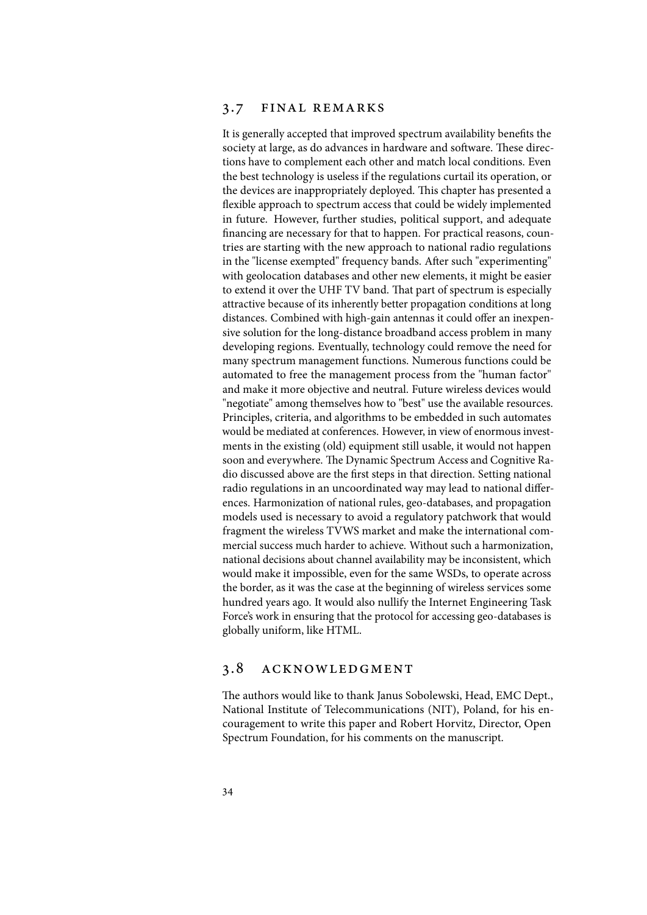## 3.7 FINAL REMARKS

It is generally accepted that improved spectrum availability benefits the society at large, as do advances in hardware and software. These directions have to complement each other and match local conditions. Even the best technology is useless if the regulations curtail its operation, or the devices are inappropriately deployed. This chapter has presented a flexible approach to spectrum access that could be widely implemented in future. However, further studies, political support, and adequate financing are necessary for that to happen. For practical reasons, countries are starting with the new approach to national radio regulations in the "license exempted" frequency bands. After such "experimenting" with geolocation databases and other new elements, it might be easier to extend it over the UHF TV band. That part of spectrum is especially attractive because of its inherently better propagation conditions at long distances. Combined with high-gain antennas it could offer an inexpensive solution for the long-distance broadband access problem in many developing regions. Eventually, technology could remove the need for many spectrum management functions. Numerous functions could be automated to free the management process from the "human factor" and make it more objective and neutral. Future wireless devices would "negotiate" among themselves how to "best" use the available resources. Principles, criteria, and algorithms to be embedded in such automates would be mediated at conferences. However, in view of enormous investments in the existing (old) equipment still usable, it would not happen soon and everywhere. The Dynamic Spectrum Access and Cognitive Radio discussed above are the first steps in that direction. Setting national radio regulations in an uncoordinated way may lead to national differences. Harmonization of national rules, geo-databases, and propagation models used is necessary to avoid a regulatory patchwork that would fragment the wireless TVWS market and make the international commercial success much harder to achieve. Without such a harmonization, national decisions about channel availability may be inconsistent, which would make it impossible, even for the same WSDs, to operate across the border, as it was the case at the beginning of wireless services some hundred years ago. It would also nullify the Internet Engineering Task Force's work in ensuring that the protocol for accessing geo-databases is globally uniform, like HTML.

## 3.8 ACKNOWLEDGMENT

The authors would like to thank Janus Sobolewski, Head, EMC Dept., National Institute of Telecommunications (NIT), Poland, for his encouragement to write this paper and Robert Horvitz, Director, Open Spectrum Foundation, for his comments on the manuscript.